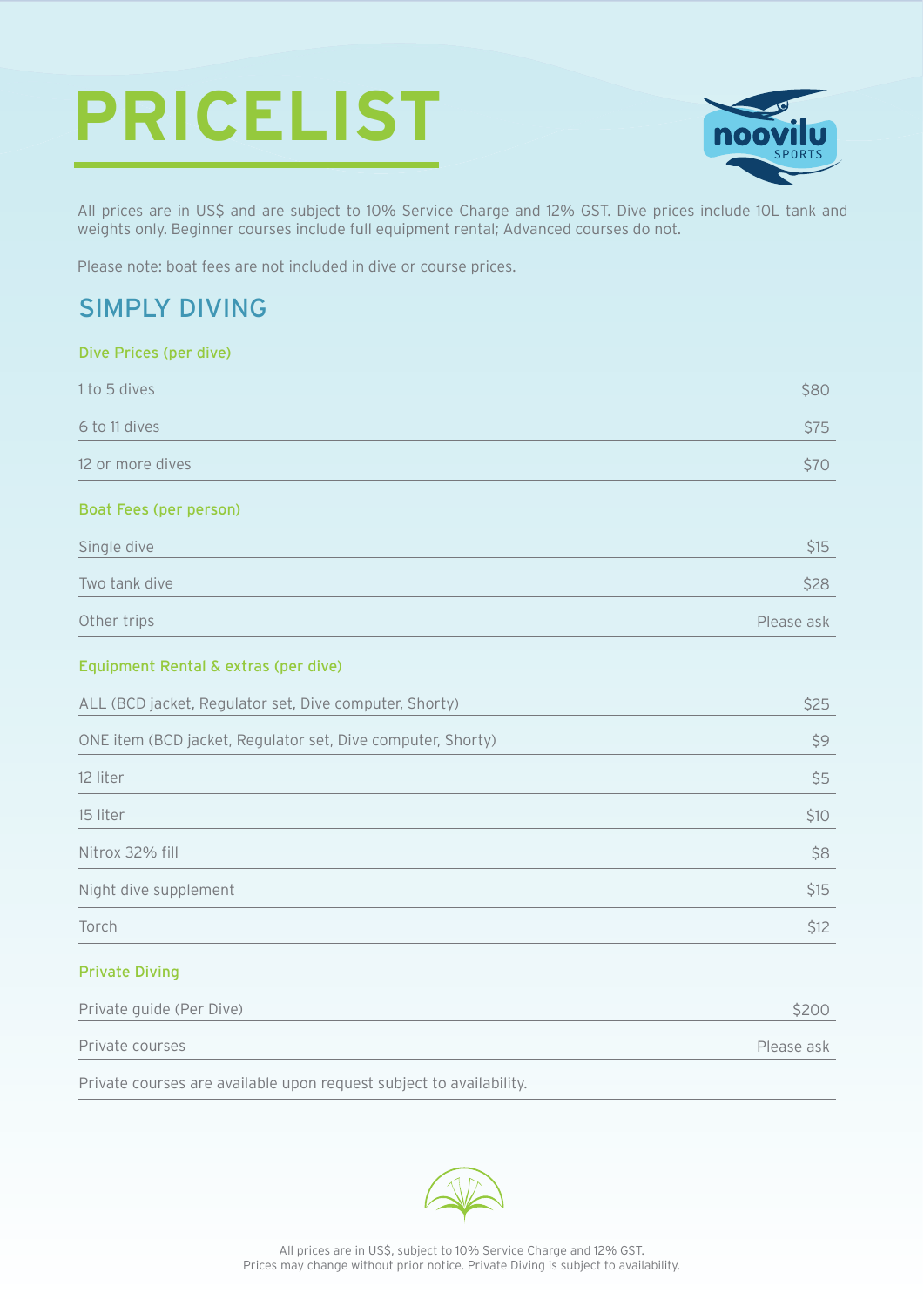# PRICELIST

All prices are in US$ and are subject to 10% Service Charge and 12% GST. Dive prices include 10L tank and weights only. Beginner courses include full equipment rental; Advanced courses do not.

Please note: boat fees are not included in dive or course prices.

## SIMPLY DIVING

### Dive Prices (per dive)

| | |
|---|---|
| 1 to 5 dives | $80 |
| 6 to 11 dives | $75 |
| 12 or more dives | $70 |

### Boat Fees (per person)

| | |
|---|---|
| Single dive | $15 |
| Two tank dive | $28 |
| Other trips | Please ask |

### Equipment Rental & extras (per dive)

| | |
|---|---|
| ALL (BCD jacket, Regulator set, Dive computer, Shorty) | $25 |
| ONE item (BCD jacket, Regulator set, Dive computer, Shorty) | $9 |
| 12 liter | $5 |
| 15 liter | $10 |
| Nitrox 32% fill | $8 |
| Night dive supplement | $15 |
| Torch | $12 |

### Private Diving

| | |
|---|---|
| Private guide (Per Dive) | $200 |
| Private courses | Please ask |

Private courses are available upon request subject to availability.

All prices are in US$, subject to 10% Service Charge and 12% GST.
Prices may change without prior notice. Private Diving is subject to availability.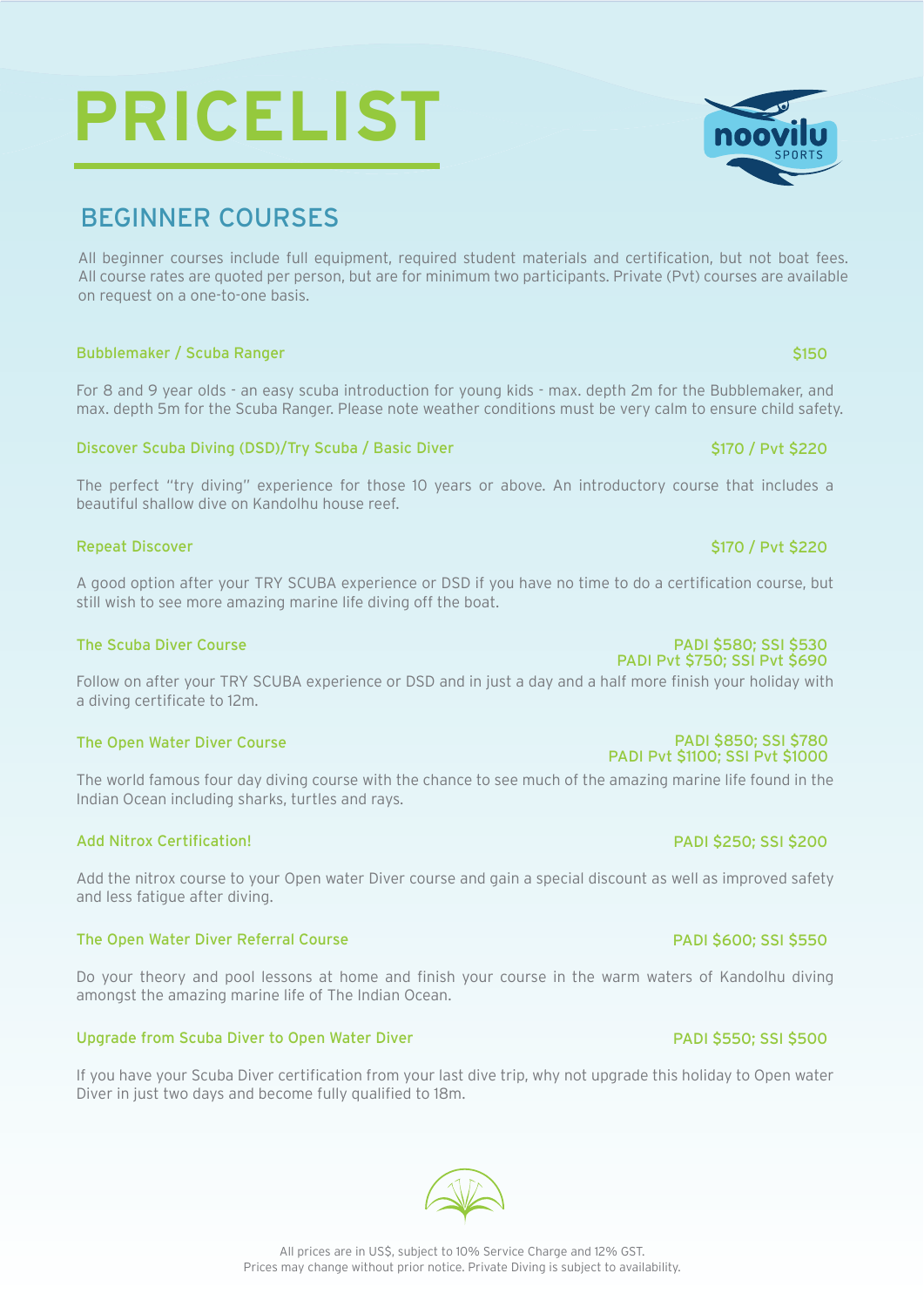# PRICELIST

## BEGINNER COURSES

All beginner courses include full equipment, required student materials and certification, but not boat fees. All course rates are quoted per person, but are for minimum two participants. Private (Pvt) courses are available on request on a one-to-one basis.

### Bubblemaker / Scuba Ranger — $150

For 8 and 9 year olds - an easy scuba introduction for young kids - max. depth 2m for the Bubblemaker, and max. depth 5m for the Scuba Ranger. Please note weather conditions must be very calm to ensure child safety.

### Discover Scuba Diving (DSD)/Try Scuba / Basic Diver — $170 / Pvt $220

The perfect "try diving" experience for those 10 years or above. An introductory course that includes a beautiful shallow dive on Kandolhu house reef.

### Repeat Discover — $170 / Pvt $220

A good option after your TRY SCUBA experience or DSD if you have no time to do a certification course, but still wish to see more amazing marine life diving off the boat.

### The Scuba Diver Course — PADI $580; SSI $530 / PADI Pvt $750; SSI Pvt $690

Follow on after your TRY SCUBA experience or DSD and in just a day and a half more finish your holiday with a diving certificate to 12m.

### The Open Water Diver Course — PADI $850; SSI $780 / PADI Pvt $1100; SSI Pvt $1000

The world famous four day diving course with the chance to see much of the amazing marine life found in the Indian Ocean including sharks, turtles and rays.

### Add Nitrox Certification! — PADI $250; SSI $200

Add the nitrox course to your Open water Diver course and gain a special discount as well as improved safety and less fatigue after diving.

### The Open Water Diver Referral Course — PADI $600; SSI $550

Do your theory and pool lessons at home and finish your course in the warm waters of Kandolhu diving amongst the amazing marine life of The Indian Ocean.

### Upgrade from Scuba Diver to Open Water Diver — PADI $550; SSI $500

If you have your Scuba Diver certification from your last dive trip, why not upgrade this holiday to Open water Diver in just two days and become fully qualified to 18m.

All prices are in US$, subject to 10% Service Charge and 12% GST.
Prices may change without prior notice. Private Diving is subject to availability.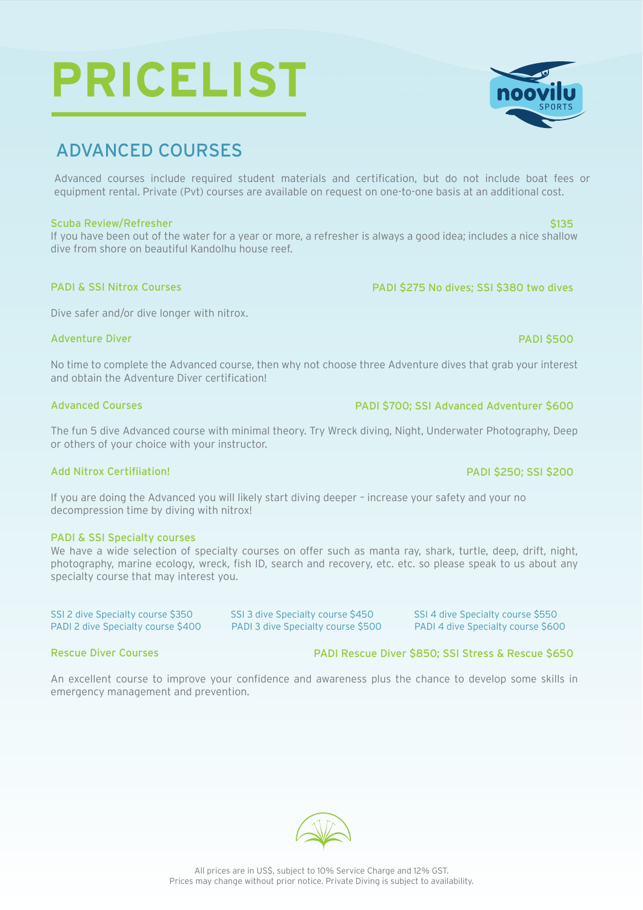# PRICELIST

## ADVANCED COURSES

Advanced courses include required student materials and certification, but do not include boat fees or equipment rental. Private (Pvt) courses are available on request on one-to-one basis at an additional cost.

### Scuba Review/Refresher — $135

If you have been out of the water for a year or more, a refresher is always a good idea; includes a nice shallow dive from shore on beautiful Kandolhu house reef.

### PADI & SSI Nitrox Courses — PADI $275 No dives; SSI $380 two dives

Dive safer and/or dive longer with nitrox.

### Adventure Diver — PADI $500

No time to complete the Advanced course, then why not choose three Adventure dives that grab your interest and obtain the Adventure Diver certification!

### Advanced Courses — PADI $700; SSI Advanced Adventurer $600

The fun 5 dive Advanced course with minimal theory. Try Wreck diving, Night, Underwater Photography, Deep or others of your choice with your instructor.

### Add Nitrox Certifiiation! — PADI $250; SSI $200

If you are doing the Advanced you will likely start diving deeper – increase your safety and your no decompression time by diving with nitrox!

### PADI & SSI Specialty courses

We have a wide selection of specialty courses on offer such as manta ray, shark, turtle, deep, drift, night, photography, marine ecology, wreck, fish ID, search and recovery, etc. etc. so please speak to us about any specialty course that may interest you.

- SSI 2 dive Specialty course $350
- PADI 2 dive Specialty course $400
- SSI 3 dive Specialty course $450
- PADI 3 dive Specialty course $500
- SSI 4 dive Specialty course $550
- PADI 4 dive Specialty course $600

### Rescue Diver Courses — PADI Rescue Diver $850; SSI Stress & Rescue $650

An excellent course to improve your confidence and awareness plus the chance to develop some skills in emergency management and prevention.

All prices are in US$, subject to 10% Service Charge and 12% GST.
Prices may change without prior notice. Private Diving is subject to availability.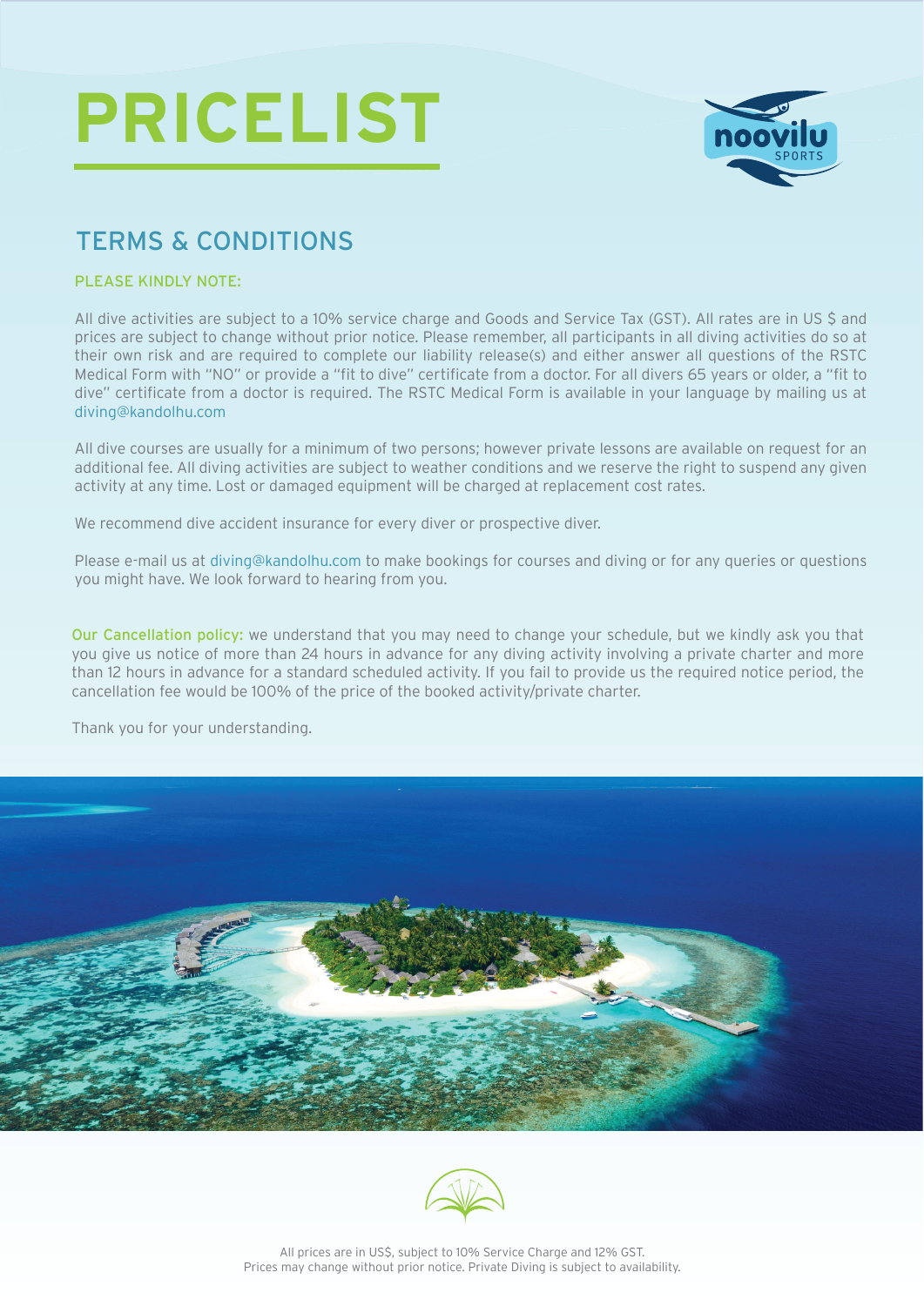# PRICELIST

noovilu SPORTS

## TERMS & CONDITIONS

### PLEASE KINDLY NOTE:

All dive activities are subject to a 10% service charge and Goods and Service Tax (GST). All rates are in US $ and prices are subject to change without prior notice. Please remember, all participants in all diving activities do so at their own risk and are required to complete our liability release(s) and either answer all questions of the RSTC Medical Form with "NO" or provide a "fit to dive" certificate from a doctor. For all divers 65 years or older, a "fit to dive" certificate from a doctor is required. The RSTC Medical Form is available in your language by mailing us at diving@kandolhu.com

All dive courses are usually for a minimum of two persons; however private lessons are available on request for an additional fee. All diving activities are subject to weather conditions and we reserve the right to suspend any given activity at any time. Lost or damaged equipment will be charged at replacement cost rates.

We recommend dive accident insurance for every diver or prospective diver.

Please e-mail us at diving@kandolhu.com to make bookings for courses and diving or for any queries or questions you might have. We look forward to hearing from you.

Our Cancellation policy: we understand that you may need to change your schedule, but we kindly ask you that you give us notice of more than 24 hours in advance for any diving activity involving a private charter and more than 12 hours in advance for a standard scheduled activity. If you fail to provide us the required notice period, the cancellation fee would be 100% of the price of the booked activity/private charter.

Thank you for your understanding.

All prices are in US$, subject to 10% Service Charge and 12% GST.
Prices may change without prior notice. Private Diving is subject to availability.